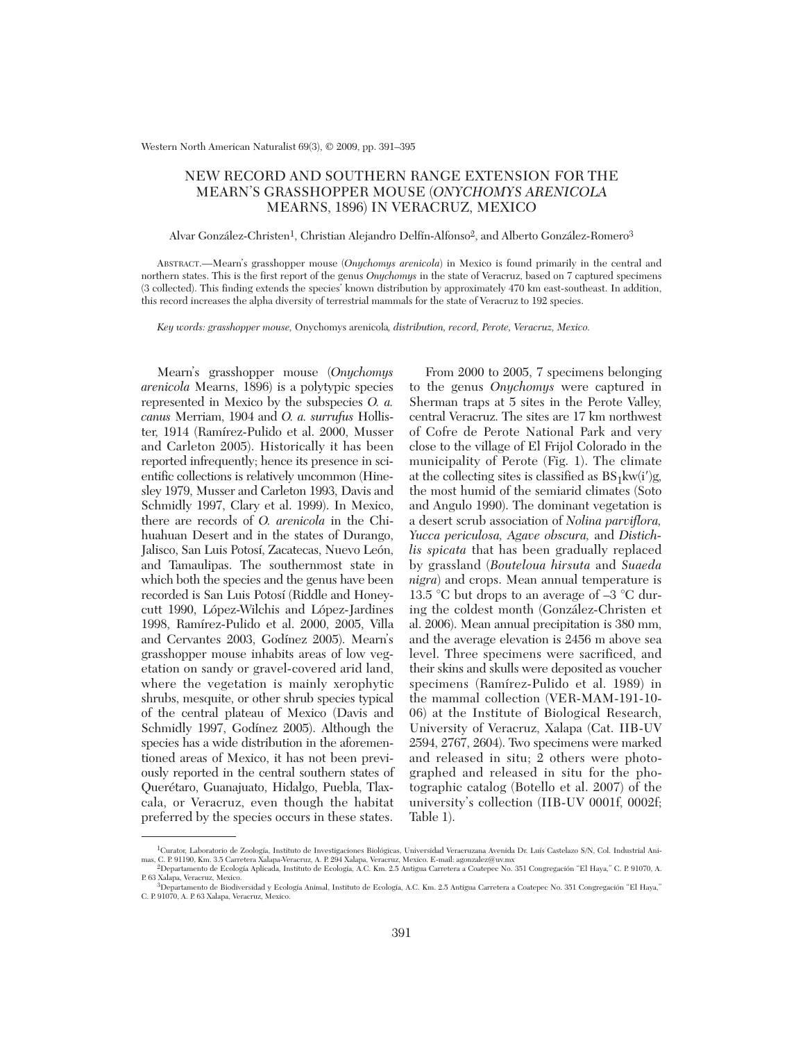# NEW RECORD AND SOUTHERN RANGE EXTENSION FOR THE MEARN'S GRASSHOPPER MOUSE (*ONYCHOMYS ARENICOLA* MEARNS, 1896) IN VERACRUZ, MEXICO

Alvar González-Christen[1], Christian Alejandro Delfín-Alfonso[2], and Alberto González-Romero[3]

ABSTRACT.—Mearn's grasshopper mouse (*Onychomys arenicola*) in Mexico is found primarily in the central and northern states. This is the first report of the genus *Onychomys* in the state of Veracruz, based on 7 captured specimens (3 collected). This finding extends the species' known distribution by approximately 470 km east-southeast. In addition, this record increases the alpha diversity of terrestrial mammals for the state of Veracruz to 192 species.

*Key words: grasshopper mouse,* Onychomys arenicola*, distribution, record, Perote, Veracruz, Mexico.*

Mearn's grasshopper mouse (*Onychomys arenicola* Mearns, 1896) is a polytypic species represented in Mexico by the subspecies *O. a. canus* Merriam, 1904 and *O. a. surrufus* Hollister, 1914 (Ramírez-Pulido et al. 2000, Musser and Carleton 2005). Historically it has been reported infrequently; hence its presence in scientific collections is relatively uncommon (Hinesley 1979, Musser and Carleton 1993, Davis and Schmidly 1997, Clary et al. 1999). In Mexico, there are records of *O. arenicola* in the Chihuahuan Desert and in the states of Durango, Jalisco, San Luis Potosí, Zacatecas, Nuevo León, and Tamaulipas. The southernmost state in which both the species and the genus have been recorded is San Luis Potosí (Riddle and Honeycutt 1990, López-Wilchis and López-Jardines 1998, Ramírez-Pulido et al. 2000, 2005, Villa and Cervantes 2003, Godínez 2005). Mearn's grasshopper mouse inhabits areas of low vegetation on sandy or gravel-covered arid land, where the vegetation is mainly xerophytic shrubs, mesquite, or other shrub species typical of the central plateau of Mexico (Davis and Schmidly 1997, Godínez 2005). Although the species has a wide distribution in the aforementioned areas of Mexico, it has not been previously reported in the central southern states of Querétaro, Guanajuato, Hidalgo, Puebla, Tlaxcala, or Veracruz, even though the habitat preferred by the species occurs in these states.

From 2000 to 2005, 7 specimens belonging to the genus *Onychomys* were captured in Sherman traps at 5 sites in the Perote Valley, central Veracruz. The sites are 17 km northwest of Cofre de Perote National Park and very close to the village of El Frijol Colorado in the municipality of Perote (Fig. 1). The climate at the collecting sites is classified as $BS_1kw(i')g$, the most humid of the semiarid climates (Soto and Angulo 1990). The dominant vegetation is a desert scrub association of *Nolina parviflora*, *Yucca periculosa*, *Agave obscura*, and *Distichlis spicata* that has been gradually replaced by grassland (*Bouteloua hirsuta* and *Suaeda nigra*) and crops. Mean annual temperature is 13.5 °C but drops to an average of –3 °C during the coldest month (González-Christen et al. 2006). Mean annual precipitation is 380 mm, and the average elevation is 2456 m above sea level. Three specimens were sacrificed, and their skins and skulls were deposited as voucher specimens (Ramírez-Pulido et al. 1989) in the mammal collection (VER-MAM-191-10-06) at the Institute of Biological Research, University of Veracruz, Xalapa (Cat. IIB-UV 2594, 2767, 2604). Two specimens were marked and released in situ; 2 others were photographed and released in situ for the photographic catalog (Botello et al. 2007) of the university's collection (IIB-UV 0001f, 0002f; Table 1).

---

[1]Curator, Laboratorio de Zoología, Instituto de Investigaciones Biológicas, Universidad Veracruzana Avenida Dr. Luís Castelazo S/N, Col. Industrial Animas, C. P. 91190, Km. 3.5 Carretera Xalapa-Veracruz, A. P. 294 Xalapa, Veracruz, Mexico. E-mail: agonzalez@uv.mx

[2]Departamento de Ecología Aplicada, Instituto de Ecología, A.C. Km. 2.5 Antigua Carretera a Coatepec No. 351 Congregación "El Haya," C. P. 91070, A. P. 63 Xalapa, Veracruz, Mexico.

[3]Departamento de Biodiversidad y Ecología Animal, Instituto de Ecología, A.C. Km. 2.5 Antigua Carretera a Coatepec No. 351 Congregación "El Haya," C. P. 91070, A. P. 63 Xalapa, Veracruz, Mexico.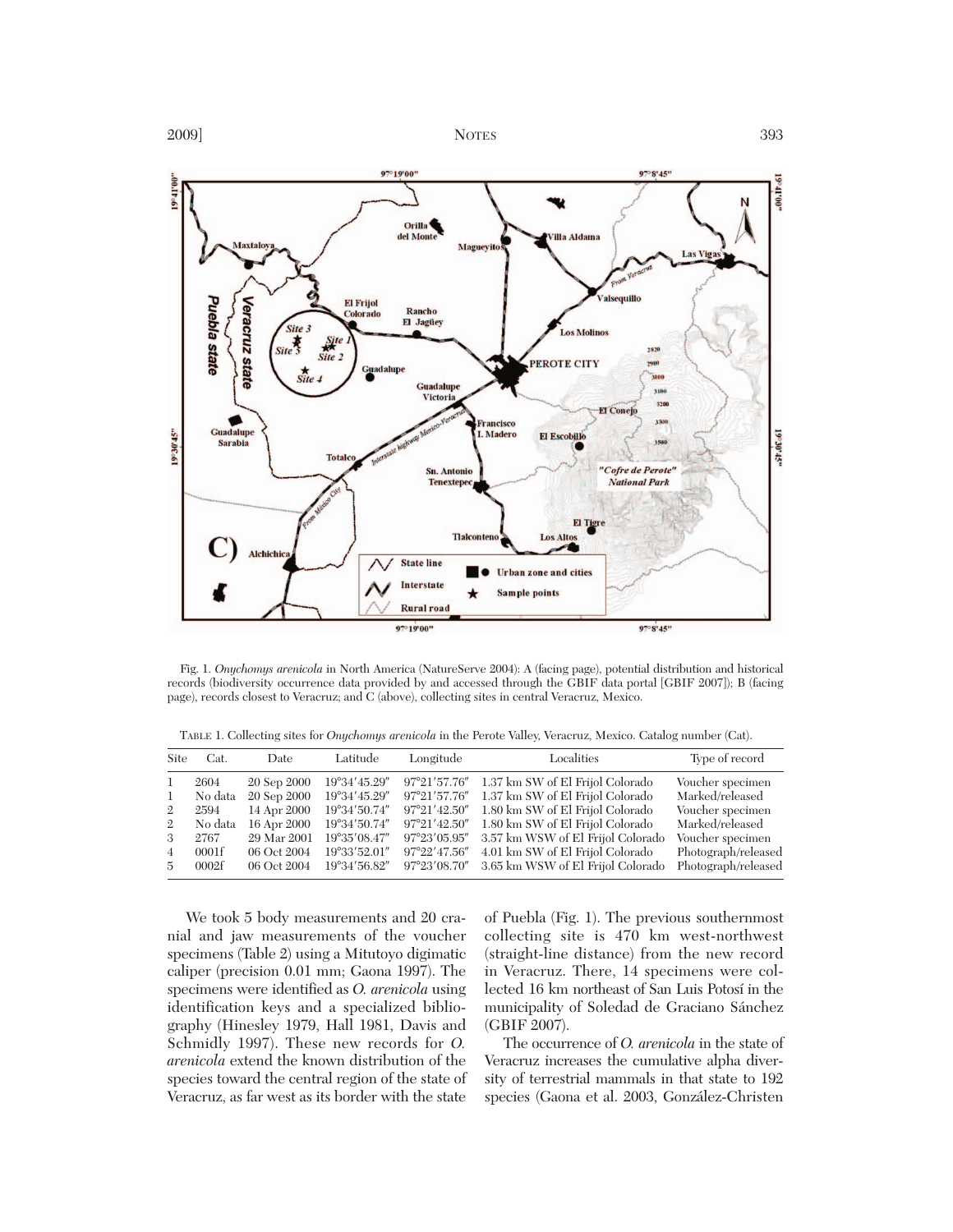Fig. 1. *Onychomys arenicola* in North America (NatureServe 2004): A (facing page), potential distribution and historical records (biodiversity occurrence data provided by and accessed through the GBIF data portal [GBIF 2007]); B (facing page), records closest to Veracruz; and C (above), collecting sites in central Veracruz, Mexico.

TABLE 1. Collecting sites for *Onychomys arenicola* in the Perote Valley, Veracruz, Mexico. Catalog number (Cat).

| Site | Cat. | Date | Latitude | Longitude | Localities | Type of record |
|---|---|---|---|---|---|---|
| 1 | 2604 | 20 Sep 2000 | 19°34′45.29″ | 97°21′57.76″ | 1.37 km SW of El Frijol Colorado | Voucher specimen |
| 1 | No data | 20 Sep 2000 | 19°34′45.29″ | 97°21′57.76″ | 1.37 km SW of El Frijol Colorado | Marked/released |
| 2 | 2594 | 14 Apr 2000 | 19°34′50.74″ | 97°21′42.50″ | 1.80 km SW of El Frijol Colorado | Voucher specimen |
| 2 | No data | 16 Apr 2000 | 19°34′50.74″ | 97°21′42.50″ | 1.80 km SW of El Frijol Colorado | Marked/released |
| 3 | 2767 | 29 Mar 2001 | 19°35′08.47″ | 97°23′05.95″ | 3.57 km WSW of El Frijol Colorado | Voucher specimen |
| 4 | 0001f | 06 Oct 2004 | 19°33′52.01″ | 97°22′47.56″ | 4.01 km SW of El Frijol Colorado | Photograph/released |
| 5 | 0002f | 06 Oct 2004 | 19°34′56.82″ | 97°23′08.70″ | 3.65 km WSW of El Frijol Colorado | Photograph/released |

We took 5 body measurements and 20 cranial and jaw measurements of the voucher specimens (Table 2) using a Mitutoyo digimatic caliper (precision 0.01 mm; Gaona 1997). The specimens were identified as *O. arenicola* using identification keys and a specialized bibliography (Hinesley 1979, Hall 1981, Davis and Schmidly 1997). These new records for *O. arenicola* extend the known distribution of the species toward the central region of the state of Veracruz, as far west as its border with the state of Puebla (Fig. 1). The previous southernmost collecting site is 470 km west-northwest (straight-line distance) from the new record in Veracruz. There, 14 specimens were collected 16 km northeast of San Luis Potosí in the municipality of Soledad de Graciano Sánchez (GBIF 2007).

The occurrence of *O. arenicola* in the state of Veracruz increases the cumulative alpha diversity of terrestrial mammals in that state to 192 species (Gaona et al. 2003, González-Christen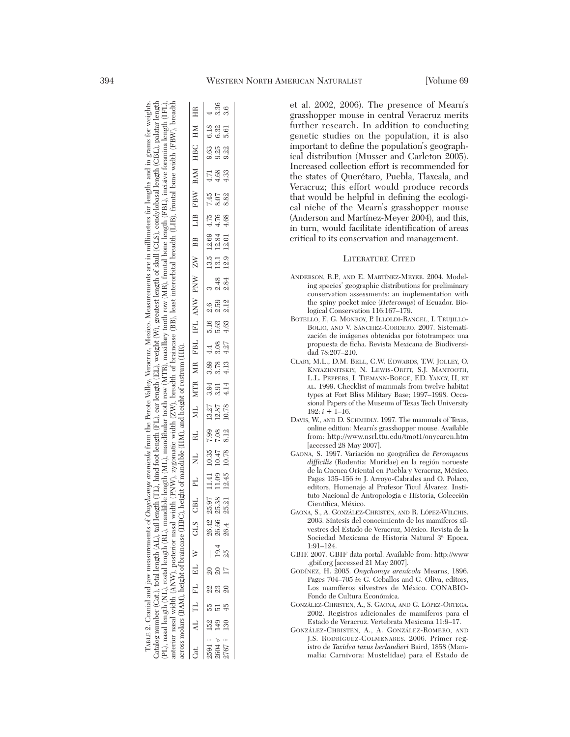TABLE 2. Cranial and jaw measurements of *Onychomys arenicola* from the Perote Valley, Veracruz, Mexico. Measurements are in millimeters for lengths and in grams for weights. Catalog number (Cat.), total length (AL), tail length (TL), hind foot length (FL), ear length (EL), weight (W), greatest length of skull (GLS), condylobasal length (CBL), palatar length (PL), nasal length (NL), rostral length (RL), mandible length (ML), mandibular tooth row (MTR), maxillary tooth row (MR), frontal bone length (FBL), incisive foramina length (IFL), anterior nasal width (ANW), posterior nasal width (PNW), zygomatic width (ZW), breadth of braincase (BB), least interorbital breadth (LIB), frontal bone width (FBW), breadth across molars (BAM), height of braincase (HBC), height of mandible (HM), and height of rostrum (HR).

| Cat. | AL | TL | FL | EL | W | GLS | CBL | PL | NL | RL | ML | MTR | MR | FBL | IFL | ANW | PNW | ZW | BB | LIB | FBW | BAM | HBC | HM | HR |
|---|---|---|---|---|---|---|---|---|---|---|---|---|---|---|---|---|---|---|---|---|---|---|---|---|---|
| 2594 ♀ | 152 | 55 | 22 | 20 | — | 26.42 | 25.97 | 11.41 | 10.35 | 7.99 | 13.27 | 3.94 | 3.89 | 4.4 | 5.16 | 2.6 | 3 | 13.5 | 12.69 | 4.75 | 7.45 | 4.71 | 9.63 | 6.18 | 4 |
| 2604 ♂ | 149 | 51 | 23 | 20 | 19.4 | 26.66 | 25.38 | 11.09 | 10.47 | 7.08 | 12.87 | 3.91 | 3.78 | 3.08 | 5.63 | 2.59 | 2.48 | 13.1 | 12.84 | 4.76 | 8.07 | 4.68 | 9.25 | 6.32 | 3.36 |
| 2767 ♀ | 130 | 45 | 20 | 17 | 25 | 26.4 | 25.21 | 12.45 | 10.78 | 8.12 | 10.78 | 4.14 | 4.13 | 4.27 | 4.63 | 2.12 | 2.84 | 12.9 | 12.01 | 4.68 | 8.82 | 4.33 | 9.22 | 5.61 | 3.6 |

et al. 2002, 2006). The presence of Mearn's grasshopper mouse in central Veracruz merits further research. In addition to conducting genetic studies on the population, it is also important to define the population's geographical distribution (Musser and Carleton 2005). Increased collection effort is recommended for the states of Querétaro, Puebla, Tlaxcala, and Veracruz; this effort would produce records that would be helpful in defining the ecological niche of the Mearn's grasshopper mouse (Anderson and Martínez-Meyer 2004), and this, in turn, would facilitate identification of areas critical to its conservation and management.

## LITERATURE CITED

ANDERSON, R.P., AND E. MARTÍNEZ-MEYER. 2004. Modeling species' geographic distributions for preliminary conservation assessments: an implementation with the spiny pocket mice (*Heteromys*) of Ecuador. Biological Conservation 116:167–179.

BOTELLO, F., G. MONROY, P. ILLOLDI-RANGEL, I. TRUJILLO-BOLIO, AND V. SÁNCHEZ-CORDERO. 2007. Sistematización de imágenes obtenidas por fototrampeo: una propuesta de ficha. Revista Mexicana de Biodiversidad 78:207–210.

CLARY, M.L., D.M. BELL, C.W. EDWARDS, T.W. JOLLEY, O. KNYAZHNITSKIY, N. LEWIS-ORITT, S.J. MANTOOTH, L.L. PEPPERS, I. TIEMANN-BOEGE, F.D. YANCY, II, ET AL. 1999. Checklist of mammals from twelve habitat types at Fort Bliss Military Base; 1997–1998. Occasional Papers of the Museum of Texas Tech University 192: *i* + 1–16.

DAVIS, W., AND D. SCHMIDLY. 1997. The mammals of Texas, online edition: Mearn's grasshopper mouse. Available from: http://www.nsrl.ttu.edu/tmot1/onycaren.htm [accessed 28 May 2007].

GAONA, S. 1997. Variación no geográfica de *Peromyscus difficilis* (Rodentia: Muridae) en la región noroeste de la Cuenca Oriental en Puebla y Veracruz, México. Pages 135–156 *in* J. Arroyo-Cabrales and O. Polaco, editors, Homenaje al Profesor Ticul Álvarez. Instituto Nacional de Antropología e Historia, Colección Científica, México.

GAONA, S., A. GONZÁLEZ-CHRISTEN, AND R. LÓPEZ-WILCHIS. 2003. Síntesis del conocimiento de los mamíferos silvestres del Estado de Veracruz, México. Revista de la Sociedad Mexicana de Historia Natural 3ª Época. 1:91–124.

GBIF. 2007. GBIF data portal. Available from: http://www.gbif.org [accessed 21 May 2007].

GODÍNEZ, H. 2005. *Onychomys arenícola* Mearns, 1896. Pages 704–705 *in* G. Ceballos and G. Oliva, editors, Los mamíferos silvestres de México. CONABIO-Fondo de Cultura Económica.

GONZÁLEZ-CHRISTEN, A., S. GAONA, AND G. LÓPEZ-ORTEGA. 2002. Registros adicionales de mamíferos para el Estado de Veracruz. Vertebrata Mexicana 11:9–17.

GONZÁLEZ-CHRISTEN, A., A. GONZÁLEZ-ROMERO, AND J.S. RODRÍGUEZ-COLMENARES. 2006. Primer registro de *Taxidea taxus berlandieri* Baird, 1858 (Mammalia: Carnivora: Mustelidae) para el Estado de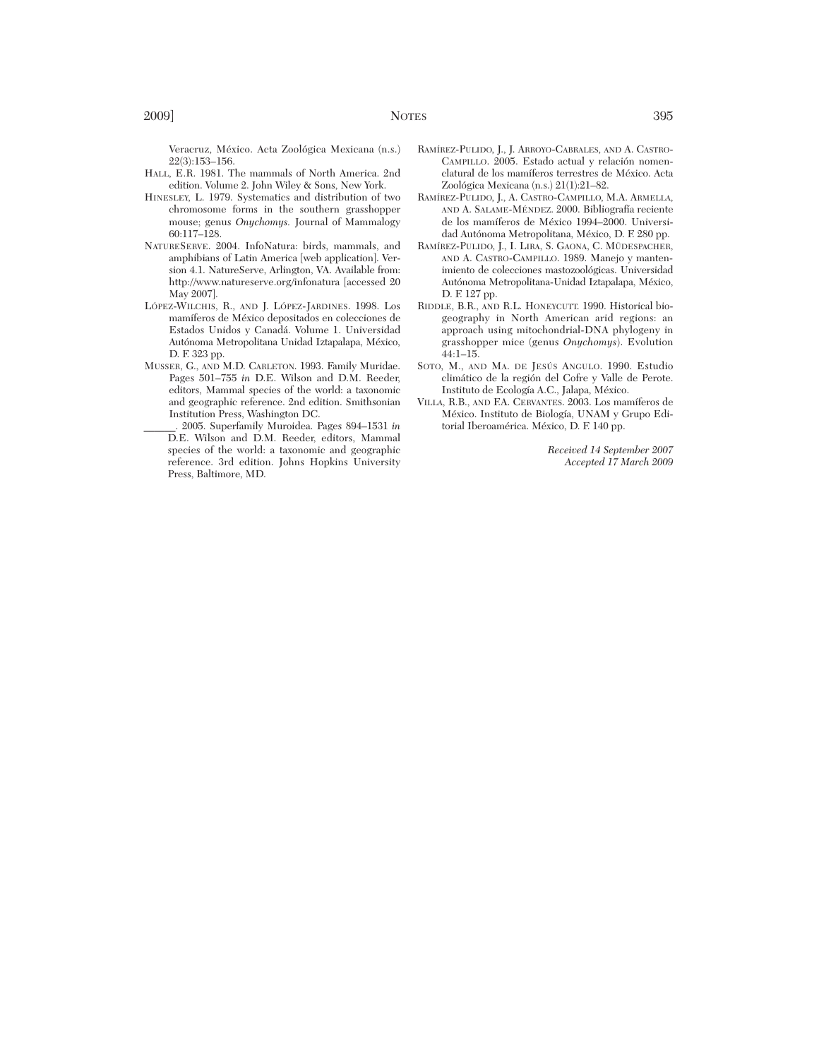Veracruz, México. Acta Zoológica Mexicana (n.s.) 22(3):153–156.

HALL, E.R. 1981. The mammals of North America. 2nd edition. Volume 2. John Wiley & Sons, New York.

HINESLEY, L. 1979. Systematics and distribution of two chromosome forms in the southern grasshopper mouse; genus *Onychomys*. Journal of Mammalogy 60:117–128.

NATURESERVE. 2004. InfoNatura: birds, mammals, and amphibians of Latin America [web application]. Version 4.1. NatureServe, Arlington, VA. Available from: http://www.natureserve.org/infonatura [accessed 20 May 2007].

LÓPEZ-WILCHIS, R., AND J. LÓPEZ-JARDINES. 1998. Los mamíferos de México depositados en colecciones de Estados Unidos y Canadá. Volume 1. Universidad Autónoma Metropolitana Unidad Iztapalapa, México, D. F. 323 pp.

MUSSER, G., AND M.D. CARLETON. 1993. Family Muridae. Pages 501–755 *in* D.E. Wilson and D.M. Reeder, editors, Mammal species of the world: a taxonomic and geographic reference. 2nd edition. Smithsonian Institution Press, Washington DC.

______. 2005. Superfamily Muroidea. Pages 894–1531 *in* D.E. Wilson and D.M. Reeder, editors, Mammal species of the world: a taxonomic and geographic reference. 3rd edition. Johns Hopkins University Press, Baltimore, MD.

RAMÍREZ-PULIDO, J., J. ARROYO-CABRALES, AND A. CASTRO-CAMPILLO. 2005. Estado actual y relación nomenclatural de los mamíferos terrestres de México. Acta Zoológica Mexicana (n.s.) 21(1):21–82.

RAMÍREZ-PULIDO, J., A. CASTRO-CAMPILLO, M.A. ARMELLA, AND A. SALAME-MÉNDEZ. 2000. Bibliografía reciente de los mamíferos de México 1994–2000. Universidad Autónoma Metropolitana, México, D. F. 280 pp.

RAMÍREZ-PULIDO, J., I. LIRA, S. GAONA, C. MÜDESPACHER, AND A. CASTRO-CAMPILLO. 1989. Manejo y mantenimiento de colecciones mastozoológicas. Universidad Autónoma Metropolitana-Unidad Iztapalapa, México, D. F. 127 pp.

RIDDLE, B.R., AND R.L. HONEYCUTT. 1990. Historical biogeography in North American arid regions: an approach using mitochondrial-DNA phylogeny in grasshopper mice (genus *Onychomys*). Evolution 44:1–15.

SOTO, M., AND MA. DE JESÚS ANGULO. 1990. Estudio climático de la región del Cofre y Valle de Perote. Instituto de Ecología A.C., Jalapa, México.

VILLA, R.B., AND F.A. CERVANTES. 2003. Los mamíferos de México. Instituto de Biología, UNAM y Grupo Editorial Iberoamérica. México, D. F. 140 pp.

*Received 14 September 2007*
*Accepted 17 March 2009*